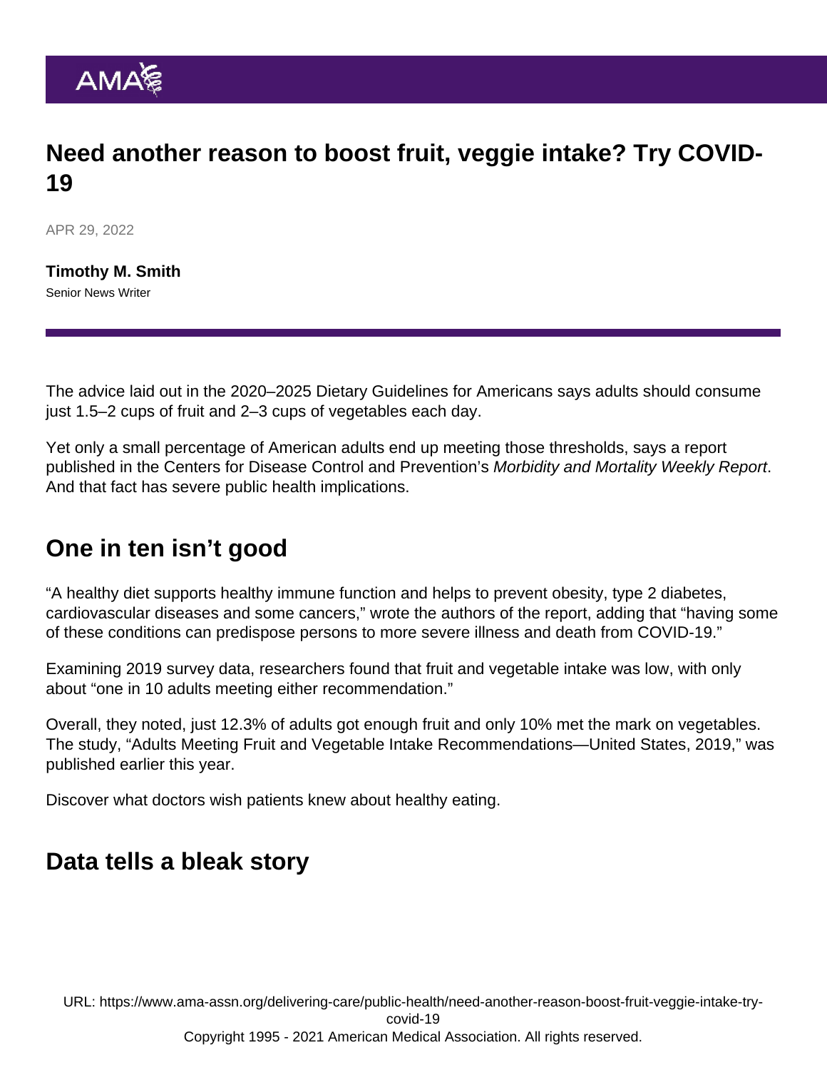# Need another reason to boost fruit, veggie intake? Try COVID-19

APR 29, 2022

**Timothy M. Smith**
Senior News Writer

The advice laid out in the 2020–2025 Dietary Guidelines for Americans says adults should consume just 1.5–2 cups of fruit and 2–3 cups of vegetables each day.

Yet only a small percentage of American adults end up meeting those thresholds, says a report published in the Centers for Disease Control and Prevention's *Morbidity and Mortality Weekly Report*. And that fact has severe public health implications.

## One in ten isn't good

"A healthy diet supports healthy immune function and helps to prevent obesity, type 2 diabetes, cardiovascular diseases and some cancers," wrote the authors of the report, adding that "having some of these conditions can predispose persons to more severe illness and death from COVID-19."

Examining 2019 survey data, researchers found that fruit and vegetable intake was low, with only about "one in 10 adults meeting either recommendation."

Overall, they noted, just 12.3% of adults got enough fruit and only 10% met the mark on vegetables. The study, "Adults Meeting Fruit and Vegetable Intake Recommendations—United States, 2019," was published earlier this year.

Discover what doctors wish patients knew about healthy eating.

## Data tells a bleak story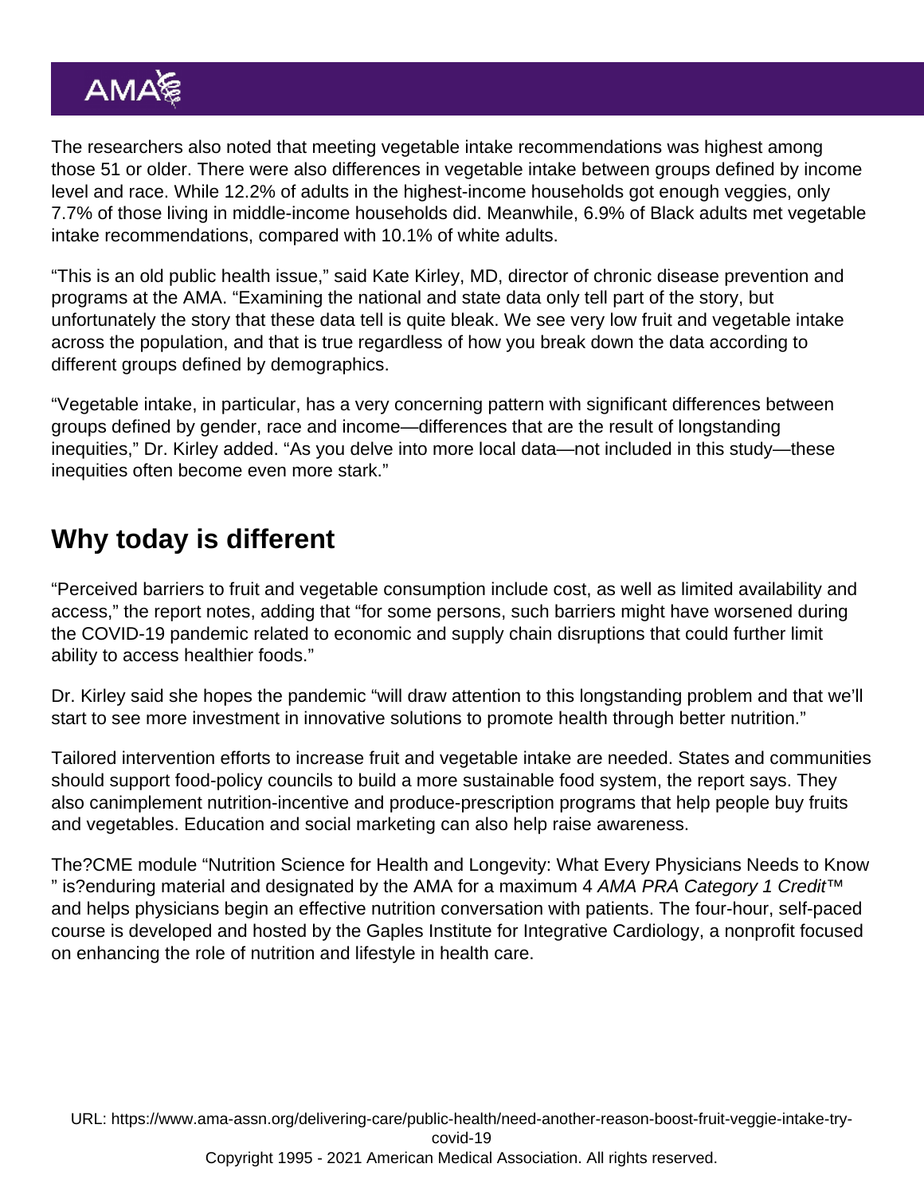The researchers also noted that meeting vegetable intake recommendations was highest among those 51 or older. There were also differences in vegetable intake between groups defined by income level and race. While 12.2% of adults in the highest-income households got enough veggies, only 7.7% of those living in middle-income households did. Meanwhile, 6.9% of Black adults met vegetable intake recommendations, compared with 10.1% of white adults.

"This is an old public health issue," said Kate Kirley, MD, director of chronic disease prevention and programs at the AMA. "Examining the national and state data only tell part of the story, but unfortunately the story that these data tell is quite bleak. We see very low fruit and vegetable intake across the population, and that is true regardless of how you break down the data according to different groups defined by demographics.

"Vegetable intake, in particular, has a very concerning pattern with significant differences between groups defined by gender, race and income—differences that are the result of longstanding inequities," Dr. Kirley added. "As you delve into more local data—not included in this study—these inequities often become even more stark."

## Why today is different

"Perceived barriers to fruit and vegetable consumption include cost, as well as limited availability and access," the report notes, adding that "for some persons, such barriers might have worsened during the COVID-19 pandemic related to economic and supply chain disruptions that could further limit ability to access healthier foods."

Dr. Kirley said she hopes the pandemic "will draw attention to this longstanding problem and that we'll start to see more investment in innovative solutions to promote health through better nutrition."

Tailored intervention efforts to increase fruit and vegetable intake are needed. States and communities should support food-policy councils to build a more sustainable food system, the report says. They also canimplement nutrition-incentive and produce-prescription programs that help people buy fruits and vegetables. Education and social marketing can also help raise awareness.

The?CME module "Nutrition Science for Health and Longevity: What Every Physicians Needs to Know " is?enduring material and designated by the AMA for a maximum 4 *AMA PRA Category 1 Credit*™ and helps physicians begin an effective nutrition conversation with patients. The four-hour, self-paced course is developed and hosted by the Gaples Institute for Integrative Cardiology, a nonprofit focused on enhancing the role of nutrition and lifestyle in health care.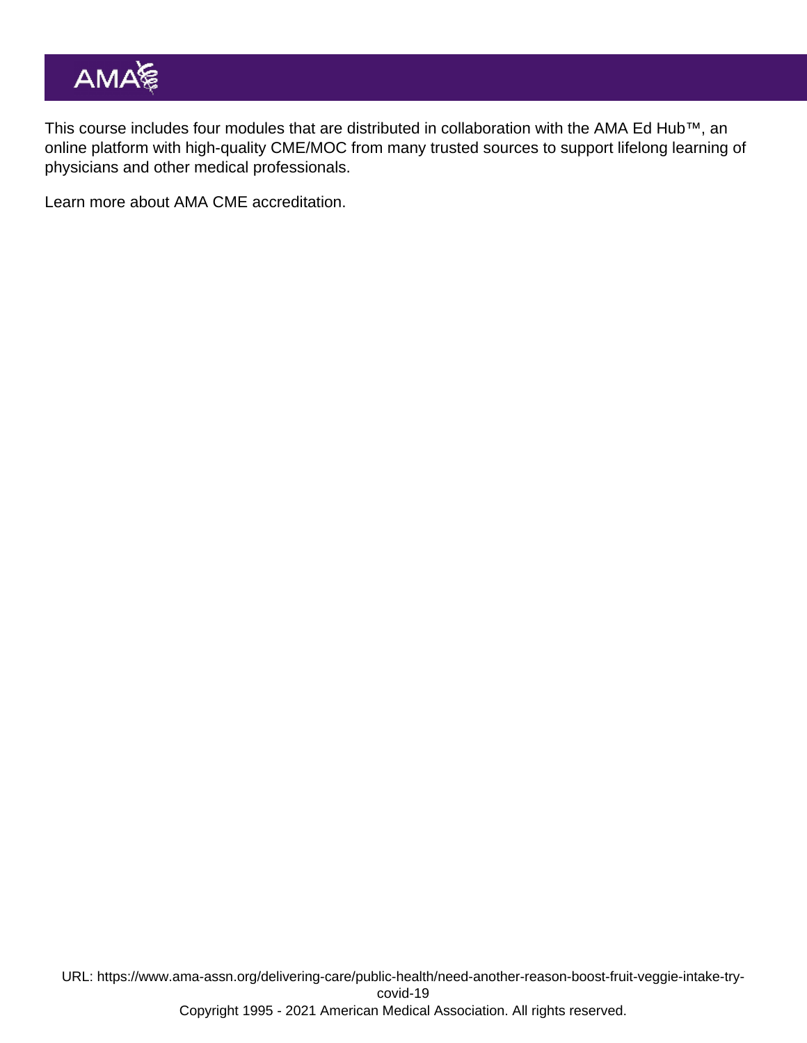This course includes four modules that are distributed in collaboration with the AMA Ed Hub™, an online platform with high-quality CME/MOC from many trusted sources to support lifelong learning of physicians and other medical professionals.

Learn more about AMA CME accreditation.